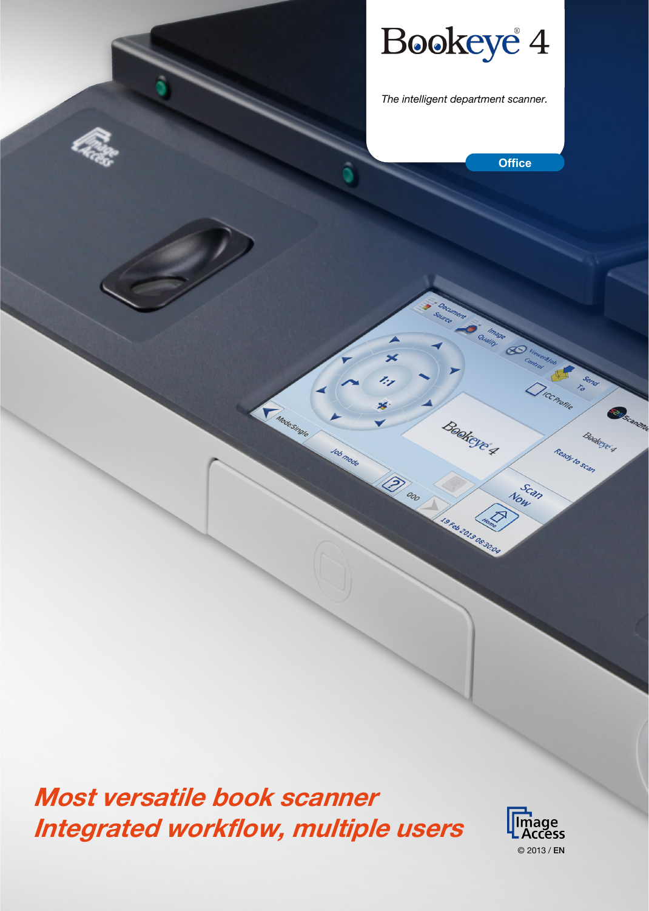# Bookeye® 4

*The intelligent department scanner.*

**Office**

## *Most versatile book scanner*
## *Integrated workflow, multiple users*

Image Access

© 2013 / EN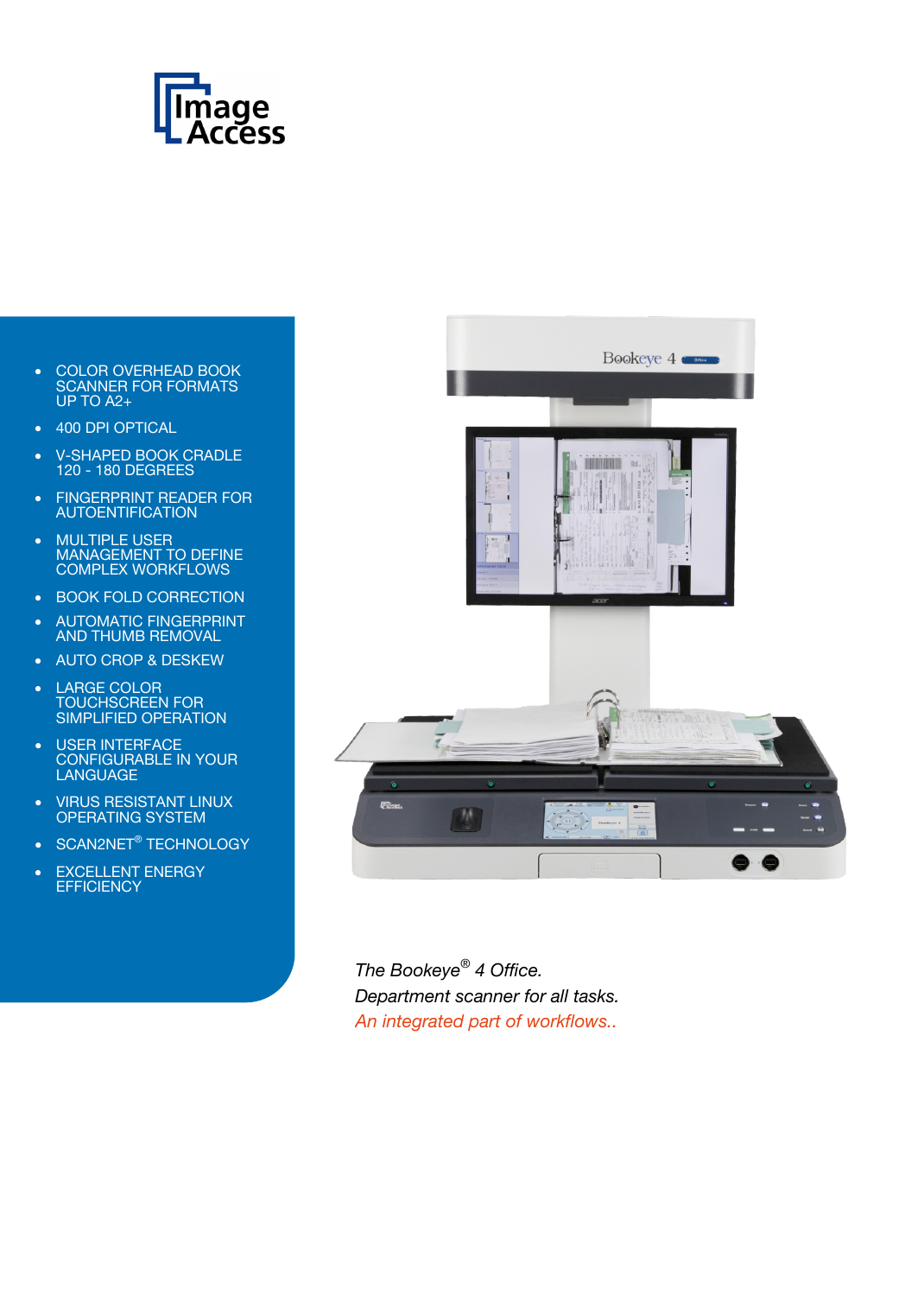- COLOR OVERHEAD BOOK SCANNER FOR FORMATS UP TO A2+
- 400 DPI OPTICAL
- V-SHAPED BOOK CRADLE 120 - 180 DEGREES
- FINGERPRINT READER FOR AUTOENTIFICATION
- MULTIPLE USER MANAGEMENT TO DEFINE COMPLEX WORKFLOWS
- BOOK FOLD CORRECTION
- AUTOMATIC FINGERPRINT AND THUMB REMOVAL
- AUTO CROP & DESKEW
- LARGE COLOR TOUCHSCREEN FOR SIMPLIFIED OPERATION
- USER INTERFACE CONFIGURABLE IN YOUR LANGUAGE
- VIRUS RESISTANT LINUX OPERATING SYSTEM
- SCAN2NET® TECHNOLOGY
- EXCELLENT ENERGY EFFICIENCY

*The Bookeye® 4 Office.*
*Department scanner for all tasks.*
*An integrated part of workflows..*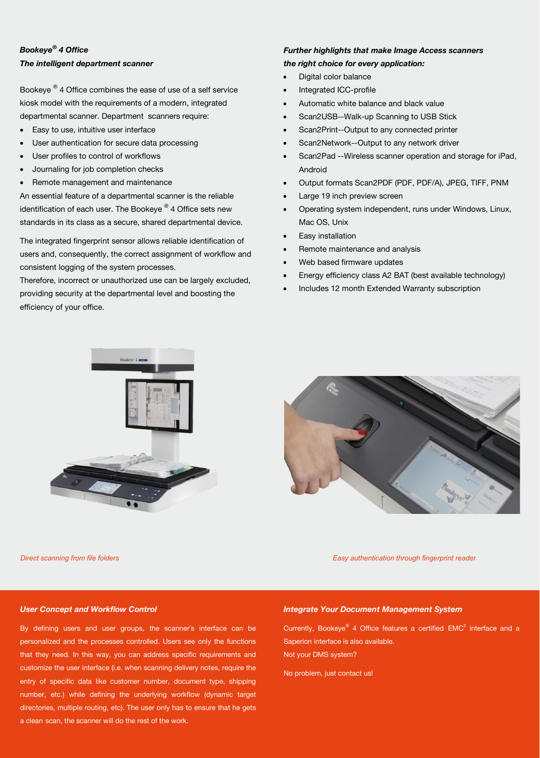***Bookeye® 4 Office***

***The intelligent department scanner***

Bookeye ® 4 Office combines the ease of use of a self service kiosk model with the requirements of a modern, integrated departmental scanner. Department scanners require:

- Easy to use, intuitive user interface
- User authentication for secure data processing
- User profiles to control of workflows
- Journaling for job completion checks
- Remote management and maintenance

An essential feature of a departmental scanner is the reliable identification of each user. The Bookeye ® 4 Office sets new standards in its class as a secure, shared departmental device.

The integrated fingerprint sensor allows reliable identification of users and, consequently, the correct assignment of workflow and consistent logging of the system processes.
Therefore, incorrect or unauthorized use can be largely excluded, providing security at the departmental level and boosting the efficiency of your office.

***Further highlights that make Image Access scanners the right choice for every application:***

- Digital color balance
- Integrated ICC-profile
- Automatic white balance and black value
- Scan2USB--Walk-up Scanning to USB Stick
- Scan2Print--Output to any connected printer
- Scan2Network--Output to any network driver
- Scan2Pad --Wireless scanner operation and storage for iPad, Android
- Output formats Scan2PDF (PDF, PDF/A), JPEG, TIFF, PNM
- Large 19 inch preview screen
- Operating system independent, runs under Windows, Linux, Mac OS, Unix
- Easy installation
- Remote maintenance and analysis
- Web based firmware updates
- Energy efficiency class A2 BAT (best available technology)
- Includes 12 month Extended Warranty subscription

*Direct scanning from file folders*

*Easy authentication through fingerprint reader*

***User Concept and Workflow Control***

By defining users and user groups, the scanner´s interface can be personalized and the processes controlled. Users see only the functions that they need. In this way, you can address specific requirements and customize the user interface (i.e. when scanning delivery notes, require the entry of specific data like customer number, document type, shipping number, etc.) while defining the underlying workflow (dynamic target directories, multiple routing, etc). The user only has to ensure that he gets a clean scan, the scanner will do the rest of the work.

***Integrate Your Document Management System***

Currently, Bookeye® 4 Office features a certified EMC² interface and a Saperion interface is also available.
Not your DMS system?

No problem, just contact us!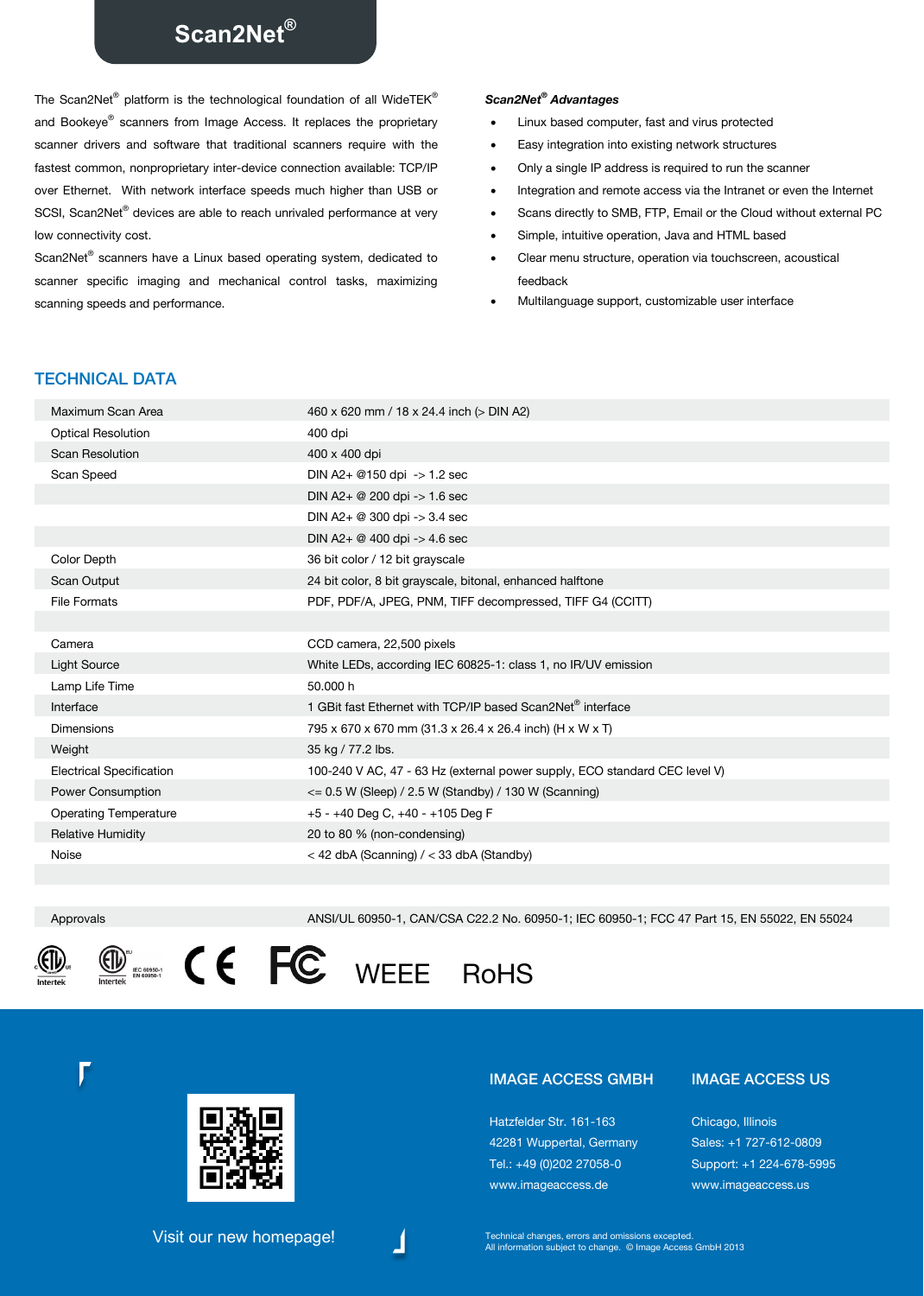# Scan2Net®

The Scan2Net® platform is the technological foundation of all WideTEK® and Bookeye® scanners from Image Access. It replaces the proprietary scanner drivers and software that traditional scanners require with the fastest common, nonproprietary inter-device connection available: TCP/IP over Ethernet. With network interface speeds much higher than USB or SCSI, Scan2Net® devices are able to reach unrivaled performance at very low connectivity cost.

Scan2Net® scanners have a Linux based operating system, dedicated to scanner specific imaging and mechanical control tasks, maximizing scanning speeds and performance.

***Scan2Net® Advantages***

- Linux based computer, fast and virus protected
- Easy integration into existing network structures
- Only a single IP address is required to run the scanner
- Integration and remote access via the Intranet or even the Internet
- Scans directly to SMB, FTP, Email or the Cloud without external PC
- Simple, intuitive operation, Java and HTML based
- Clear menu structure, operation via touchscreen, acoustical feedback
- Multilanguage support, customizable user interface

## TECHNICAL DATA

| | |
|---|---|
| Maximum Scan Area | 460 x 620 mm / 18 x 24.4 inch (> DIN A2) |
| Optical Resolution | 400 dpi |
| Scan Resolution | 400 x 400 dpi |
| Scan Speed | DIN A2+ @150 dpi -> 1.2 sec |
| | DIN A2+ @ 200 dpi -> 1.6 sec |
| | DIN A2+ @ 300 dpi -> 3.4 sec |
| | DIN A2+ @ 400 dpi -> 4.6 sec |
| Color Depth | 36 bit color / 12 bit grayscale |
| Scan Output | 24 bit color, 8 bit grayscale, bitonal, enhanced halftone |
| File Formats | PDF, PDF/A, JPEG, PNM, TIFF decompressed, TIFF G4 (CCITT) |
| | |
| Camera | CCD camera, 22,500 pixels |
| Light Source | White LEDs, according IEC 60825-1: class 1, no IR/UV emission |
| Lamp Life Time | 50.000 h |
| Interface | 1 GBit fast Ethernet with TCP/IP based Scan2Net® interface |
| Dimensions | 795 x 670 x 670 mm (31.3 x 26.4 x 26.4 inch) (H x W x T) |
| Weight | 35 kg / 77.2 lbs. |
| Electrical Specification | 100-240 V AC, 47 - 63 Hz (external power supply, ECO standard CEC level V) |
| Power Consumption | <= 0.5 W (Sleep) / 2.5 W (Standby) / 130 W (Scanning) |
| Operating Temperature | +5 - +40 Deg C, +40 - +105 Deg F |
| Relative Humidity | 20 to 80 % (non-condensing) |
| Noise | < 42 dbA (Scanning) / < 33 dbA (Standby) |
| | |
| Approvals | ANSI/UL 60950-1, CAN/CSA C22.2 No. 60950-1; IEC 60950-1; FCC 47 Part 15, EN 55022, EN 55024 |

Intertek Intertek IEC 60950-1 EN 60950-1 CE FC WEEE RoHS

Visit our new homepage!

**IMAGE ACCESS GMBH**

Hatzfelder Str. 161-163
42281 Wuppertal, Germany
Tel.: +49 (0)202 27058-0
www.imageaccess.de

**IMAGE ACCESS US**

Chicago, Illinois
Sales: +1 727-612-0809
Support: +1 224-678-5995
www.imageaccess.us

Technical changes, errors and omissions excepted.
All information subject to change. © Image Access GmbH 2013